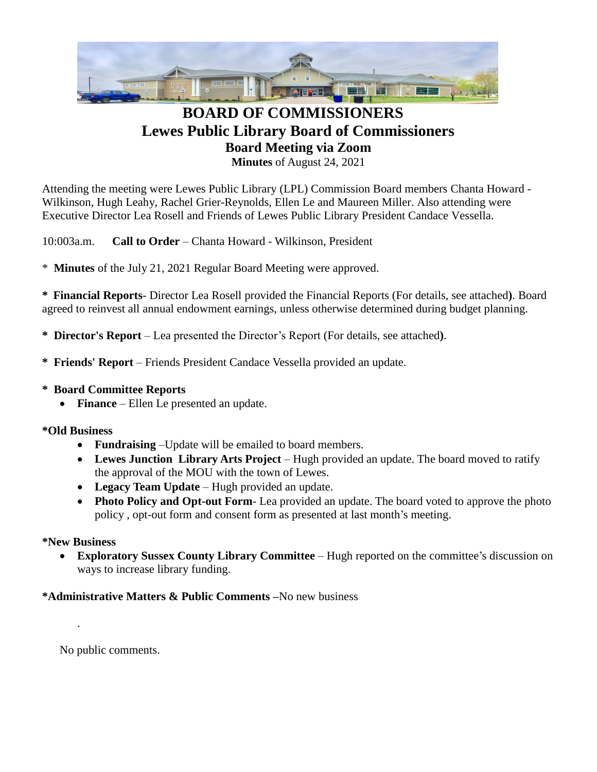# BOARD OF COMMISSIONERS

## Lewes Public Library Board of Commissioners

### Board Meeting via Zoom

**Minutes** of August 24, 2021

Attending the meeting were Lewes Public Library (LPL) Commission Board members Chanta Howard - Wilkinson, Hugh Leahy, Rachel Grier-Reynolds, Ellen Le and Maureen Miller. Also attending were Executive Director Lea Rosell and Friends of Lewes Public Library President Candace Vessella.

10:003a.m. **Call to Order** – Chanta Howard - Wilkinson, President

* **Minutes** of the July 21, 2021 Regular Board Meeting were approved.

* **Financial Reports**- Director Lea Rosell provided the Financial Reports (For details, see attached**)**. Board agreed to reinvest all annual endowment earnings, unless otherwise determined during budget planning.

* **Director's Report** – Lea presented the Director's Report (For details, see attached**)**.

* **Friends' Report** – Friends President Candace Vessella provided an update.

* **Board Committee Reports**
  - **Finance** – Ellen Le presented an update.

**\*Old Business**
- **Fundraising** –Update will be emailed to board members.
- **Lewes Junction Library Arts Project** – Hugh provided an update. The board moved to ratify the approval of the MOU with the town of Lewes.
- **Legacy Team Update** – Hugh provided an update.
- **Photo Policy and Opt-out Form**- Lea provided an update. The board voted to approve the photo policy , opt-out form and consent form as presented at last month's meeting.

**\*New Business**
- **Exploratory Sussex County Library Committee** – Hugh reported on the committee's discussion on ways to increase library funding.

**\*Administrative Matters & Public Comments –**No new business

.

No public comments.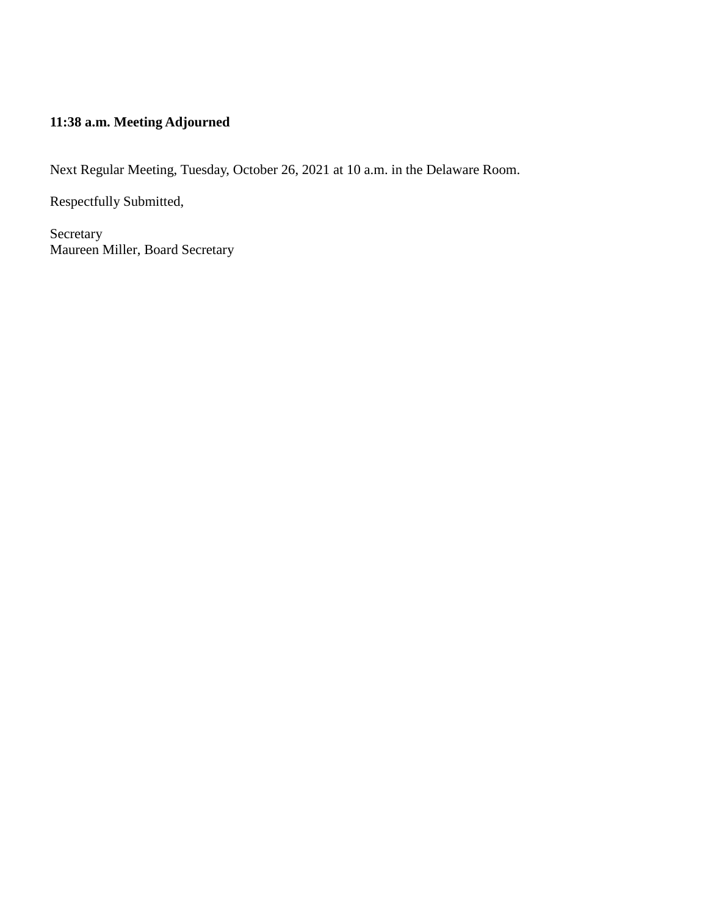**11:38 a.m. Meeting Adjourned**

Next Regular Meeting, Tuesday, October 26, 2021 at 10 a.m. in the Delaware Room.

Respectfully Submitted,

Secretary
Maureen Miller, Board Secretary